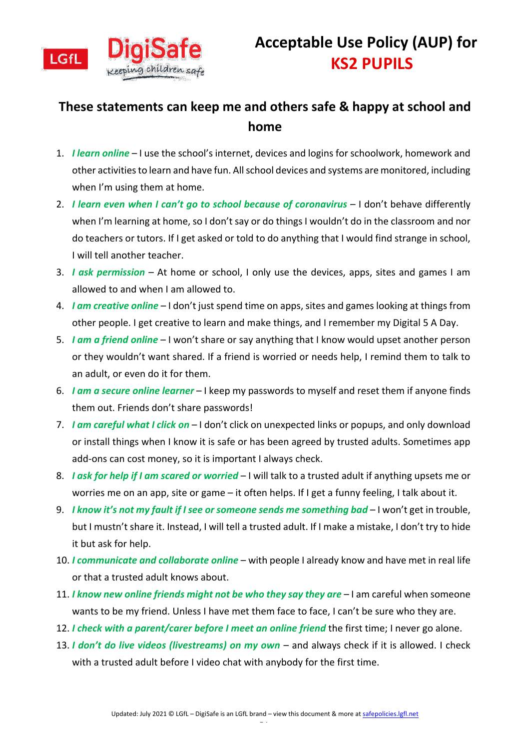# Acceptable Use Policy (AUP) for KS2 PUPILS

## These statements can keep me and others safe & happy at school and home

1. ***I learn online*** – I use the school's internet, devices and logins for schoolwork, homework and other activities to learn and have fun. All school devices and systems are monitored, including when I'm using them at home.
2. ***I learn even when I can't go to school because of coronavirus*** – I don't behave differently when I'm learning at home, so I don't say or do things I wouldn't do in the classroom and nor do teachers or tutors. If I get asked or told to do anything that I would find strange in school, I will tell another teacher.
3. ***I ask permission*** – At home or school, I only use the devices, apps, sites and games I am allowed to and when I am allowed to.
4. ***I am creative online*** – I don't just spend time on apps, sites and games looking at things from other people. I get creative to learn and make things, and I remember my Digital 5 A Day.
5. ***I am a friend online*** – I won't share or say anything that I know would upset another person or they wouldn't want shared. If a friend is worried or needs help, I remind them to talk to an adult, or even do it for them.
6. ***I am a secure online learner*** – I keep my passwords to myself and reset them if anyone finds them out. Friends don't share passwords!
7. ***I am careful what I click on*** – I don't click on unexpected links or popups, and only download or install things when I know it is safe or has been agreed by trusted adults. Sometimes app add-ons can cost money, so it is important I always check.
8. ***I ask for help if I am scared or worried*** – I will talk to a trusted adult if anything upsets me or worries me on an app, site or game – it often helps. If I get a funny feeling, I talk about it.
9. ***I know it's not my fault if I see or someone sends me something bad*** – I won't get in trouble, but I mustn't share it. Instead, I will tell a trusted adult. If I make a mistake, I don't try to hide it but ask for help.
10. ***I communicate and collaborate online*** – with people I already know and have met in real life or that a trusted adult knows about.
11. ***I know new online friends might not be who they say they are*** – I am careful when someone wants to be my friend. Unless I have met them face to face, I can't be sure who they are.
12. ***I check with a parent/carer before I meet an online friend*** the first time; I never go alone.
13. ***I don't do live videos (livestreams) on my own*** – and always check if it is allowed. I check with a trusted adult before I video chat with anybody for the first time.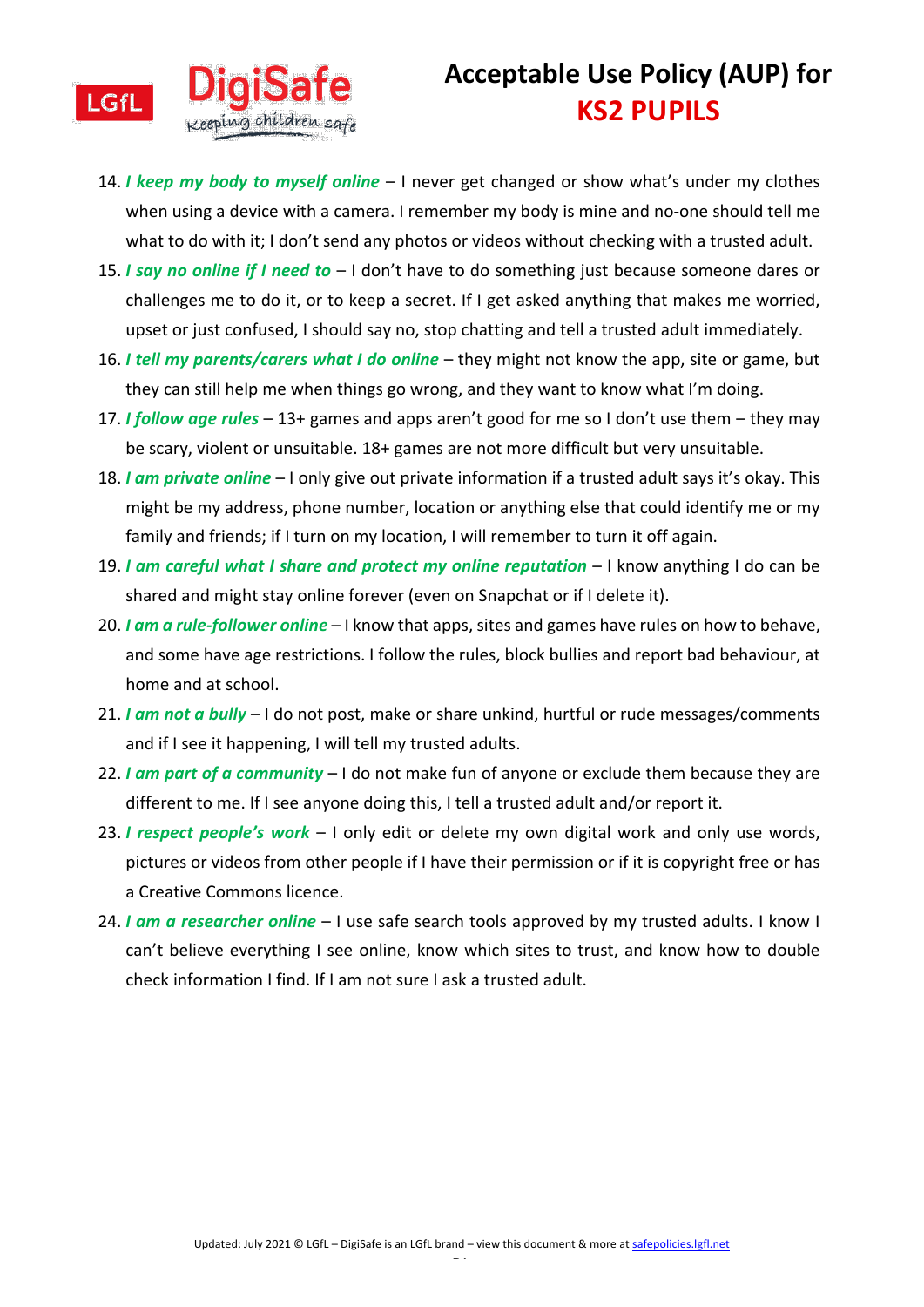14. ***I keep my body to myself online*** – I never get changed or show what's under my clothes when using a device with a camera. I remember my body is mine and no-one should tell me what to do with it; I don't send any photos or videos without checking with a trusted adult.
15. ***I say no online if I need to*** – I don't have to do something just because someone dares or challenges me to do it, or to keep a secret. If I get asked anything that makes me worried, upset or just confused, I should say no, stop chatting and tell a trusted adult immediately.
16. ***I tell my parents/carers what I do online*** – they might not know the app, site or game, but they can still help me when things go wrong, and they want to know what I'm doing.
17. ***I follow age rules*** – 13+ games and apps aren't good for me so I don't use them – they may be scary, violent or unsuitable. 18+ games are not more difficult but very unsuitable.
18. ***I am private online*** – I only give out private information if a trusted adult says it's okay. This might be my address, phone number, location or anything else that could identify me or my family and friends; if I turn on my location, I will remember to turn it off again.
19. ***I am careful what I share and protect my online reputation*** – I know anything I do can be shared and might stay online forever (even on Snapchat or if I delete it).
20. ***I am a rule-follower online*** – I know that apps, sites and games have rules on how to behave, and some have age restrictions. I follow the rules, block bullies and report bad behaviour, at home and at school.
21. ***I am not a bully*** – I do not post, make or share unkind, hurtful or rude messages/comments and if I see it happening, I will tell my trusted adults.
22. ***I am part of a community*** – I do not make fun of anyone or exclude them because they are different to me. If I see anyone doing this, I tell a trusted adult and/or report it.
23. ***I respect people's work*** – I only edit or delete my own digital work and only use words, pictures or videos from other people if I have their permission or if it is copyright free or has a Creative Commons licence.
24. ***I am a researcher online*** – I use safe search tools approved by my trusted adults. I know I can't believe everything I see online, know which sites to trust, and know how to double check information I find. If I am not sure I ask a trusted adult.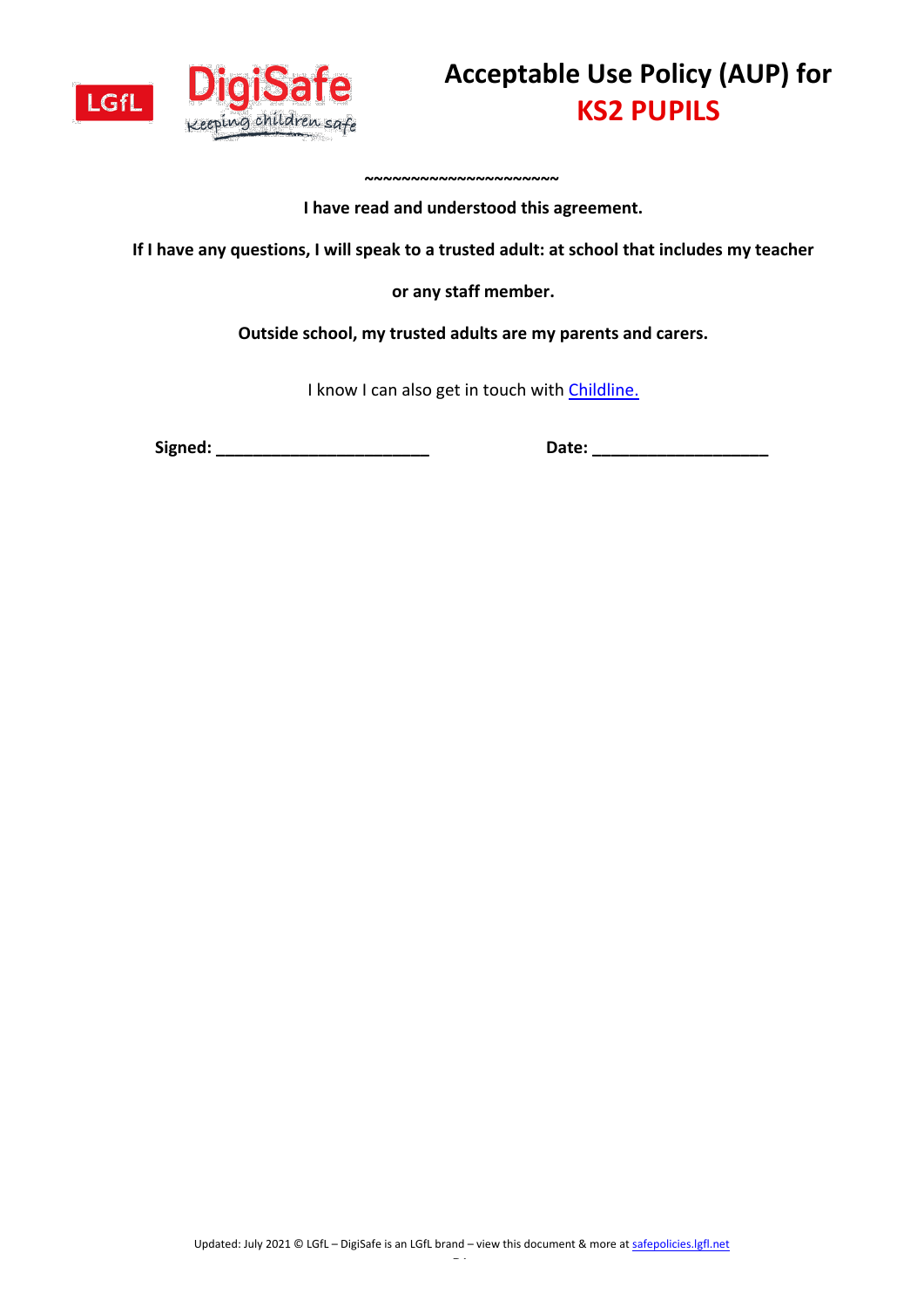# Acceptable Use Policy (AUP) for KS2 PUPILS

~~~~~~~~~~~~~~~~~~~~

**I have read and understood this agreement.**

**If I have any questions, I will speak to a trusted adult: at school that includes my teacher or any staff member.**

**Outside school, my trusted adults are my parents and carers.**

I know I can also get in touch with [Childline.]

**Signed: ________________________** **Date: ____________________**

Updated: July 2021 © LGfL – DigiSafe is an LGfL brand – view this document & more at safepolicies.lgfl.net